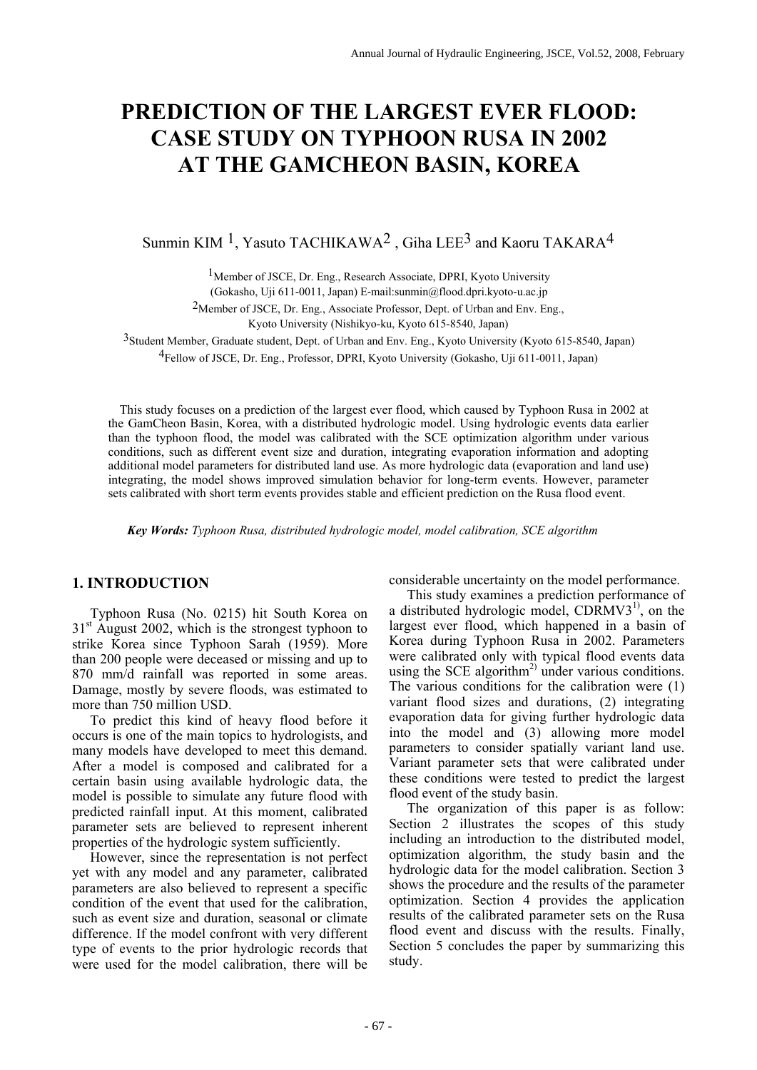# PREDICTION OF THE LARGEST EVER FLOOD: CASE STUDY ON TYPHOON RUSA IN 2002 AT THE GAMCHEON BASIN, KOREA

Sunmin KIM [1], Yasuto TACHIKAWA[2], Giha LEE[3] and Kaoru TAKARA[4]

[1]Member of JSCE, Dr. Eng., Research Associate, DPRI, Kyoto University (Gokasho, Uji 611-0011, Japan) E-mail:sunmin@flood.dpri.kyoto-u.ac.jp

[2]Member of JSCE, Dr. Eng., Associate Professor, Dept. of Urban and Env. Eng., Kyoto University (Nishikyo-ku, Kyoto 615-8540, Japan)

[3]Student Member, Graduate student, Dept. of Urban and Env. Eng., Kyoto University (Kyoto 615-8540, Japan)

[4]Fellow of JSCE, Dr. Eng., Professor, DPRI, Kyoto University (Gokasho, Uji 611-0011, Japan)

This study focuses on a prediction of the largest ever flood, which caused by Typhoon Rusa in 2002 at the GamCheon Basin, Korea, with a distributed hydrologic model. Using hydrologic events data earlier than the typhoon flood, the model was calibrated with the SCE optimization algorithm under various conditions, such as different event size and duration, integrating evaporation information and adopting additional model parameters for distributed land use. As more hydrologic data (evaporation and land use) integrating, the model shows improved simulation behavior for long-term events. However, parameter sets calibrated with short term events provides stable and efficient prediction on the Rusa flood event.

***Key Words:*** *Typhoon Rusa, distributed hydrologic model, model calibration, SCE algorithm*

## 1. INTRODUCTION

Typhoon Rusa (No. 0215) hit South Korea on 31st August 2002, which is the strongest typhoon to strike Korea since Typhoon Sarah (1959). More than 200 people were deceased or missing and up to 870 mm/d rainfall was reported in some areas. Damage, mostly by severe floods, was estimated to more than 750 million USD.

To predict this kind of heavy flood before it occurs is one of the main topics to hydrologists, and many models have developed to meet this demand. After a model is composed and calibrated for a certain basin using available hydrologic data, the model is possible to simulate any future flood with predicted rainfall input. At this moment, calibrated parameter sets are believed to represent inherent properties of the hydrologic system sufficiently.

However, since the representation is not perfect yet with any model and any parameter, calibrated parameters are also believed to represent a specific condition of the event that used for the calibration, such as event size and duration, seasonal or climate difference. If the model confront with very different type of events to the prior hydrologic records that were used for the model calibration, there will be considerable uncertainty on the model performance.

This study examines a prediction performance of a distributed hydrologic model, CDRMV3[1)], on the largest ever flood, which happened in a basin of Korea during Typhoon Rusa in 2002. Parameters were calibrated only with typical flood events data using the SCE algorithm[2)] under various conditions. The various conditions for the calibration were (1) variant flood sizes and durations, (2) integrating evaporation data for giving further hydrologic data into the model and (3) allowing more model parameters to consider spatially variant land use. Variant parameter sets that were calibrated under these conditions were tested to predict the largest flood event of the study basin.

The organization of this paper is as follow: Section 2 illustrates the scopes of this study including an introduction to the distributed model, optimization algorithm, the study basin and the hydrologic data for the model calibration. Section 3 shows the procedure and the results of the parameter optimization. Section 4 provides the application results of the calibrated parameter sets on the Rusa flood event and discuss with the results. Finally, Section 5 concludes the paper by summarizing this study.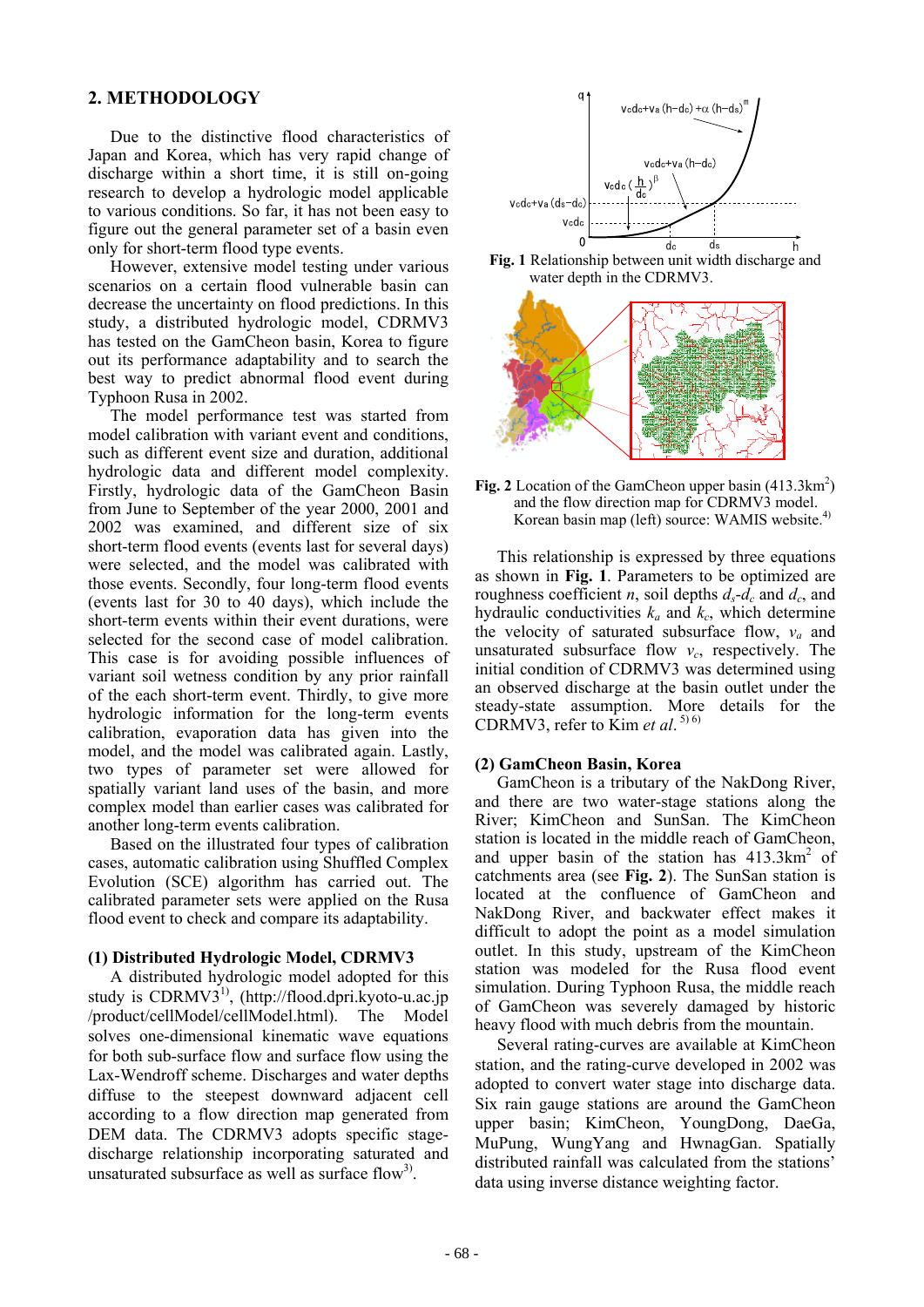## 2. METHODOLOGY

Due to the distinctive flood characteristics of Japan and Korea, which has very rapid change of discharge within a short time, it is still on-going research to develop a hydrologic model applicable to various conditions. So far, it has not been easy to figure out the general parameter set of a basin even only for short-term flood type events.

However, extensive model testing under various scenarios on a certain flood vulnerable basin can decrease the uncertainty on flood predictions. In this study, a distributed hydrologic model, CDRMV3 has tested on the GamCheon basin, Korea to figure out its performance adaptability and to search the best way to predict abnormal flood event during Typhoon Rusa in 2002.

The model performance test was started from model calibration with variant event and conditions, such as different event size and duration, additional hydrologic data and different model complexity. Firstly, hydrologic data of the GamCheon Basin from June to September of the year 2000, 2001 and 2002 was examined, and different size of six short-term flood events (events last for several days) were selected, and the model was calibrated with those events. Secondly, four long-term flood events (events last for 30 to 40 days), which include the short-term events within their event durations, were selected for the second case of model calibration. This case is for avoiding possible influences of variant soil wetness condition by any prior rainfall of the each short-term event. Thirdly, to give more hydrologic information for the long-term events calibration, evaporation data has given into the model, and the model was calibrated again. Lastly, two types of parameter set were allowed for spatially variant land uses of the basin, and more complex model than earlier cases was calibrated for another long-term events calibration.

Based on the illustrated four types of calibration cases, automatic calibration using Shuffled Complex Evolution (SCE) algorithm has carried out. The calibrated parameter sets were applied on the Rusa flood event to check and compare its adaptability.

### (1) Distributed Hydrologic Model, CDRMV3

A distributed hydrologic model adopted for this study is CDRMV3[1], (http://flood.dpri.kyoto-u.ac.jp/product/cellModel/cellModel.html). The Model solves one-dimensional kinematic wave equations for both sub-surface flow and surface flow using the Lax-Wendroff scheme. Discharges and water depths diffuse to the steepest downward adjacent cell according to a flow direction map generated from DEM data. The CDRMV3 adopts specific stage-discharge relationship incorporating saturated and unsaturated subsurface as well as surface flow[3].

**Fig. 1** Relationship between unit width discharge and water depth in the CDRMV3.

**Fig. 2** Location of the GamCheon upper basin (413.3km$^2$) and the flow direction map for CDRMV3 model. Korean basin map (left) source: WAMIS website.[4]

This relationship is expressed by three equations as shown in **Fig. 1**. Parameters to be optimized are roughness coefficient $n$, soil depths $d_s$-$d_c$ and $d_c$, and hydraulic conductivities $k_a$ and $k_c$, which determine the velocity of saturated subsurface flow, $v_a$ and unsaturated subsurface flow $v_c$, respectively. The initial condition of CDRMV3 was determined using an observed discharge at the basin outlet under the steady-state assumption. More details for the CDRMV3, refer to Kim *et al.*[5) 6)]

### (2) GamCheon Basin, Korea

GamCheon is a tributary of the NakDong River, and there are two water-stage stations along the River; KimCheon and SunSan. The KimCheon station is located in the middle reach of GamCheon, and upper basin of the station has 413.3km$^2$ of catchments area (see **Fig. 2**). The SunSan station is located at the confluence of GamCheon and NakDong River, and backwater effect makes it difficult to adopt the point as a model simulation outlet. In this study, upstream of the KimCheon station was modeled for the Rusa flood event simulation. During Typhoon Rusa, the middle reach of GamCheon was severely damaged by historic heavy flood with much debris from the mountain.

Several rating-curves are available at KimCheon station, and the rating-curve developed in 2002 was adopted to convert water stage into discharge data. Six rain gauge stations are around the GamCheon upper basin; KimCheon, YoungDong, DaeGa, MuPung, WungYang and HwnagGan. Spatially distributed rainfall was calculated from the stations' data using inverse distance weighting factor.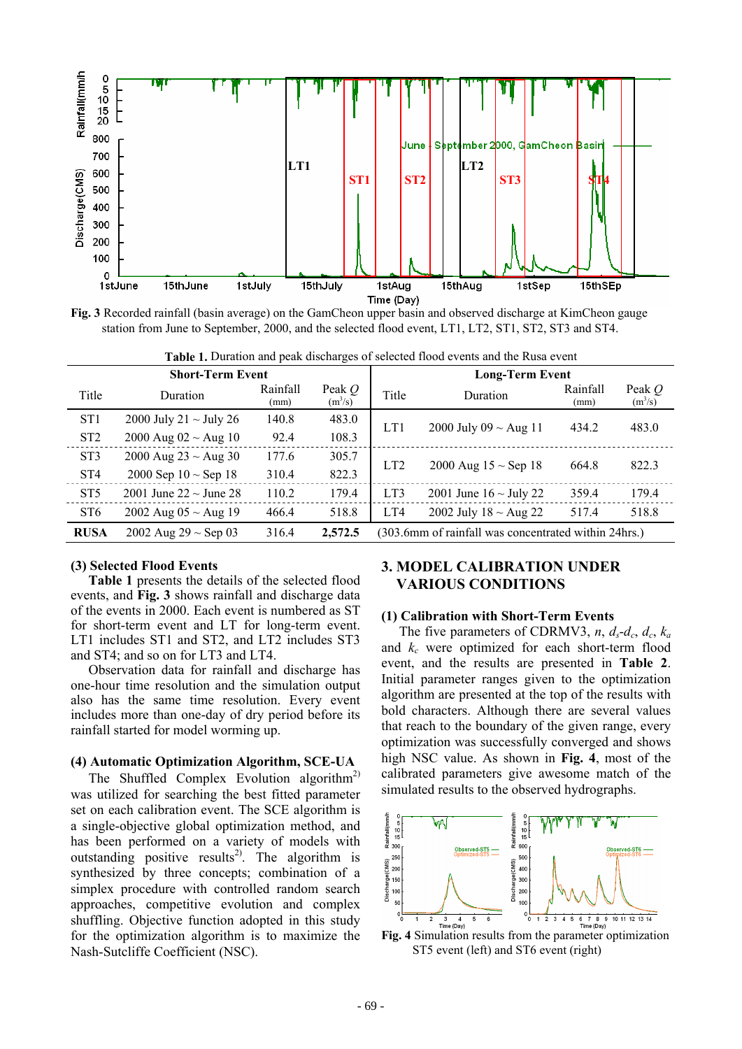**Fig. 3** Recorded rainfall (basin average) on the GamCheon upper basin and observed discharge at KimCheon gauge station from June to September, 2000, and the selected flood event, LT1, LT2, ST1, ST2, ST3 and ST4.

**Table 1.** Duration and peak discharges of selected flood events and the Rusa event

| Short-Term Event | | | | Long-Term Event | | | |
|---|---|---|---|---|---|---|---|
| Title | Duration | Rainfall (mm) | Peak $Q$ ($m^3$/s) | Title | Duration | Rainfall (mm) | Peak $Q$ ($m^3$/s) |
| ST1 | 2000 July 21 ~ July 26 | 140.8 | 483.0 | LT1 | 2000 July 09 ~ Aug 11 | 434.2 | 483.0 |
| ST2 | 2000 Aug 02 ~ Aug 10 | 92.4 | 108.3 | | | | |
| ST3 | 2000 Aug 23 ~ Aug 30 | 177.6 | 305.7 | LT2 | 2000 Aug 15 ~ Sep 18 | 664.8 | 822.3 |
| ST4 | 2000 Sep 10 ~ Sep 18 | 310.4 | 822.3 | | | | |
| ST5 | 2001 June 22 ~ June 28 | 110.2 | 179.4 | LT3 | 2001 June 16 ~ July 22 | 359.4 | 179.4 |
| ST6 | 2002 Aug 05 ~ Aug 19 | 466.4 | 518.8 | LT4 | 2002 July 18 ~ Aug 22 | 517.4 | 518.8 |
| **RUSA** | 2002 Aug 29 ~ Sep 03 | 316.4 | **2,572.5** | (303.6mm of rainfall was concentrated within 24hrs.) | | | |

### (3) Selected Flood Events

**Table 1** presents the details of the selected flood events, and **Fig. 3** shows rainfall and discharge data of the events in 2000. Each event is numbered as ST for short-term event and LT for long-term event. LT1 includes ST1 and ST2, and LT2 includes ST3 and ST4; and so on for LT3 and LT4.

Observation data for rainfall and discharge has one-hour time resolution and the simulation output also has the same time resolution. Every event includes more than one-day of dry period before its rainfall started for model worming up.

### (4) Automatic Optimization Algorithm, SCE-UA

The Shuffled Complex Evolution algorithm[2)] was utilized for searching the best fitted parameter set on each calibration event. The SCE algorithm is a single-objective global optimization method, and has been performed on a variety of models with outstanding positive results[2)]. The algorithm is synthesized by three concepts; combination of a simplex procedure with controlled random search approaches, competitive evolution and complex shuffling. Objective function adopted in this study for the optimization algorithm is to maximize the Nash-Sutcliffe Coefficient (NSC).

## 3. MODEL CALIBRATION UNDER VARIOUS CONDITIONS

### (1) Calibration with Short-Term Events

The five parameters of CDRMV3, $n$, $d_s$-$d_c$, $d_c$, $k_a$ and $k_c$ were optimized for each short-term flood event, and the results are presented in **Table 2**. Initial parameter ranges given to the optimization algorithm are presented at the top of the results with bold characters. Although there are several values that reach to the boundary of the given range, every optimization was successfully converged and shows high NSC value. As shown in **Fig. 4**, most of the calibrated parameters give awesome match of the simulated results to the observed hydrographs.

**Fig. 4** Simulation results from the parameter optimization ST5 event (left) and ST6 event (right)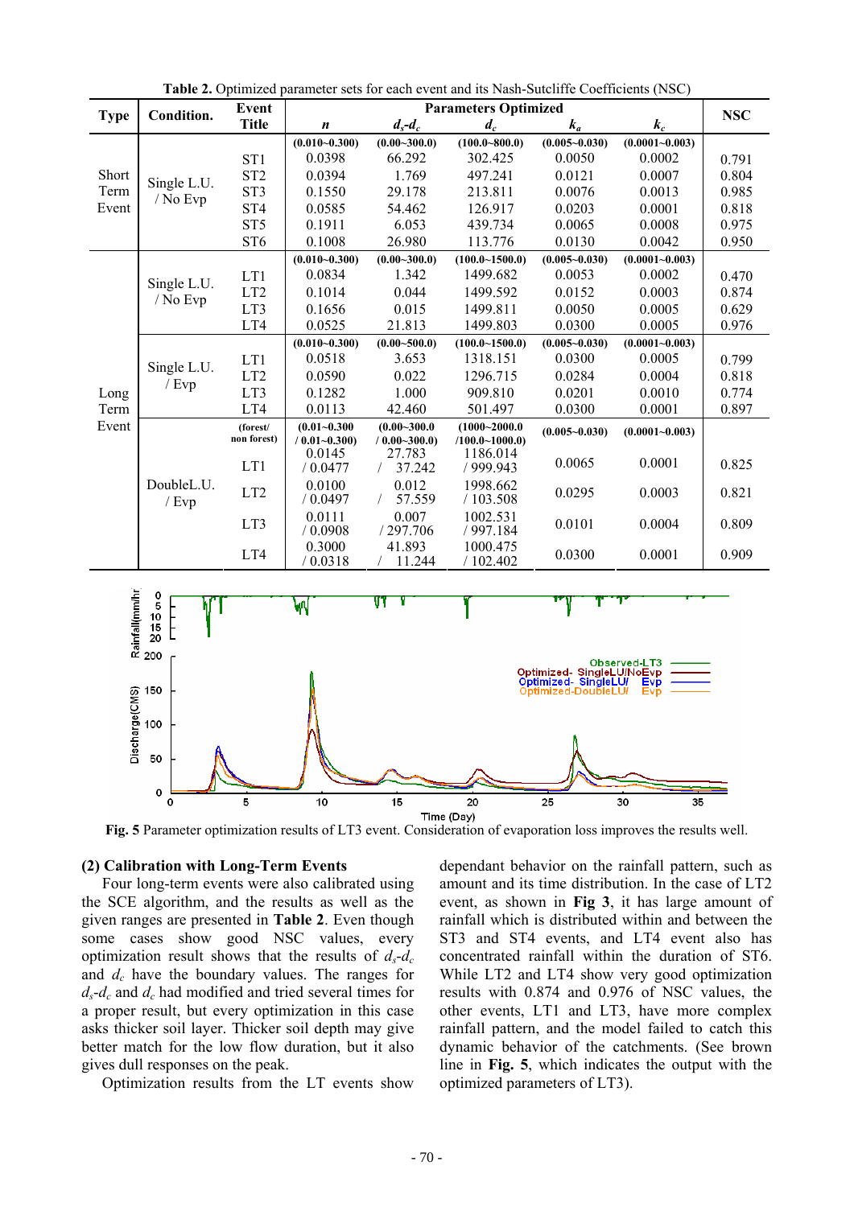**Table 2.** Optimized parameter sets for each event and its Nash-Sutcliffe Coefficients (NSC)

| Type | Condition. | Event Title | $n$ | $d_s$-$d_c$ | $d_c$ | $k_a$ | $k_c$ | NSC |
|---|---|---|---|---|---|---|---|---|
| Short Term Event | Single L.U. / No Evp | | (0.010~0.300) | (0.00~300.0) | (100.0~800.0) | (0.005~0.030) | (0.0001~0.003) | |
| | | ST1 | 0.0398 | 66.292 | 302.425 | 0.0050 | 0.0002 | 0.791 |
| | | ST2 | 0.0394 | 1.769 | 497.241 | 0.0121 | 0.0007 | 0.804 |
| | | ST3 | 0.1550 | 29.178 | 213.811 | 0.0076 | 0.0013 | 0.985 |
| | | ST4 | 0.0585 | 54.462 | 126.917 | 0.0203 | 0.0001 | 0.818 |
| | | ST5 | 0.1911 | 6.053 | 439.734 | 0.0065 | 0.0008 | 0.975 |
| | | ST6 | 0.1008 | 26.980 | 113.776 | 0.0130 | 0.0042 | 0.950 |
| Long Term Event | Single L.U. / No Evp | | (0.010~0.300) | (0.00~300.0) | (100.0~1500.0) | (0.005~0.030) | (0.0001~0.003) | |
| | | LT1 | 0.0834 | 1.342 | 1499.682 | 0.0053 | 0.0002 | 0.470 |
| | | LT2 | 0.1014 | 0.044 | 1499.592 | 0.0152 | 0.0003 | 0.874 |
| | | LT3 | 0.1656 | 0.015 | 1499.811 | 0.0050 | 0.0005 | 0.629 |
| | | LT4 | 0.0525 | 21.813 | 1499.803 | 0.0300 | 0.0005 | 0.976 |
| | Single L.U. / Evp | | (0.010~0.300) | (0.00~500.0) | (100.0~1500.0) | (0.005~0.030) | (0.0001~0.003) | |
| | | LT1 | 0.0518 | 3.653 | 1318.151 | 0.0300 | 0.0005 | 0.799 |
| | | LT2 | 0.0590 | 0.022 | 1296.715 | 0.0284 | 0.0004 | 0.818 |
| | | LT3 | 0.1282 | 1.000 | 909.810 | 0.0201 | 0.0010 | 0.774 |
| | | LT4 | 0.0113 | 42.460 | 501.497 | 0.0300 | 0.0001 | 0.897 |
| | DoubleL.U. / Evp | (forest/ non forest) | (0.01~0.300 / 0.01~0.300) | (0.00~300.0 / 0.00~300.0) | (1000~2000.0 /100.0~1000.0) | (0.005~0.030) | (0.0001~0.003) | |
| | | LT1 | 0.0145 / 0.0477 | 27.783 / 37.242 | 1186.014 / 999.943 | 0.0065 | 0.0001 | 0.825 |
| | | LT2 | 0.0100 / 0.0497 | 0.012 / 57.559 | 1998.662 / 103.508 | 0.0295 | 0.0003 | 0.821 |
| | | LT3 | 0.0111 / 0.0908 | 0.007 / 297.706 | 1002.531 / 997.184 | 0.0101 | 0.0004 | 0.809 |
| | | LT4 | 0.3000 / 0.0318 | 41.893 / 11.244 | 1000.475 / 102.402 | 0.0300 | 0.0001 | 0.909 |

**Fig. 5** Parameter optimization results of LT3 event. Consideration of evaporation loss improves the results well.

**(2) Calibration with Long-Term Events**

Four long-term events were also calibrated using the SCE algorithm, and the results as well as the given ranges are presented in **Table 2**. Even though some cases show good NSC values, every optimization result shows that the results of $d_s$-$d_c$ and $d_c$ have the boundary values. The ranges for $d_s$-$d_c$ and $d_c$ had modified and tried several times for a proper result, but every optimization in this case asks thicker soil layer. Thicker soil depth may give better match for the low flow duration, but it also gives dull responses on the peak.

Optimization results from the LT events show dependant behavior on the rainfall pattern, such as amount and its time distribution. In the case of LT2 event, as shown in **Fig 3**, it has large amount of rainfall which is distributed within and between the ST3 and ST4 events, and LT4 event also has concentrated rainfall within the duration of ST6. While LT2 and LT4 show very good optimization results with 0.874 and 0.976 of NSC values, the other events, LT1 and LT3, have more complex rainfall pattern, and the model failed to catch this dynamic behavior of the catchments. (See brown line in **Fig. 5**, which indicates the output with the optimized parameters of LT3).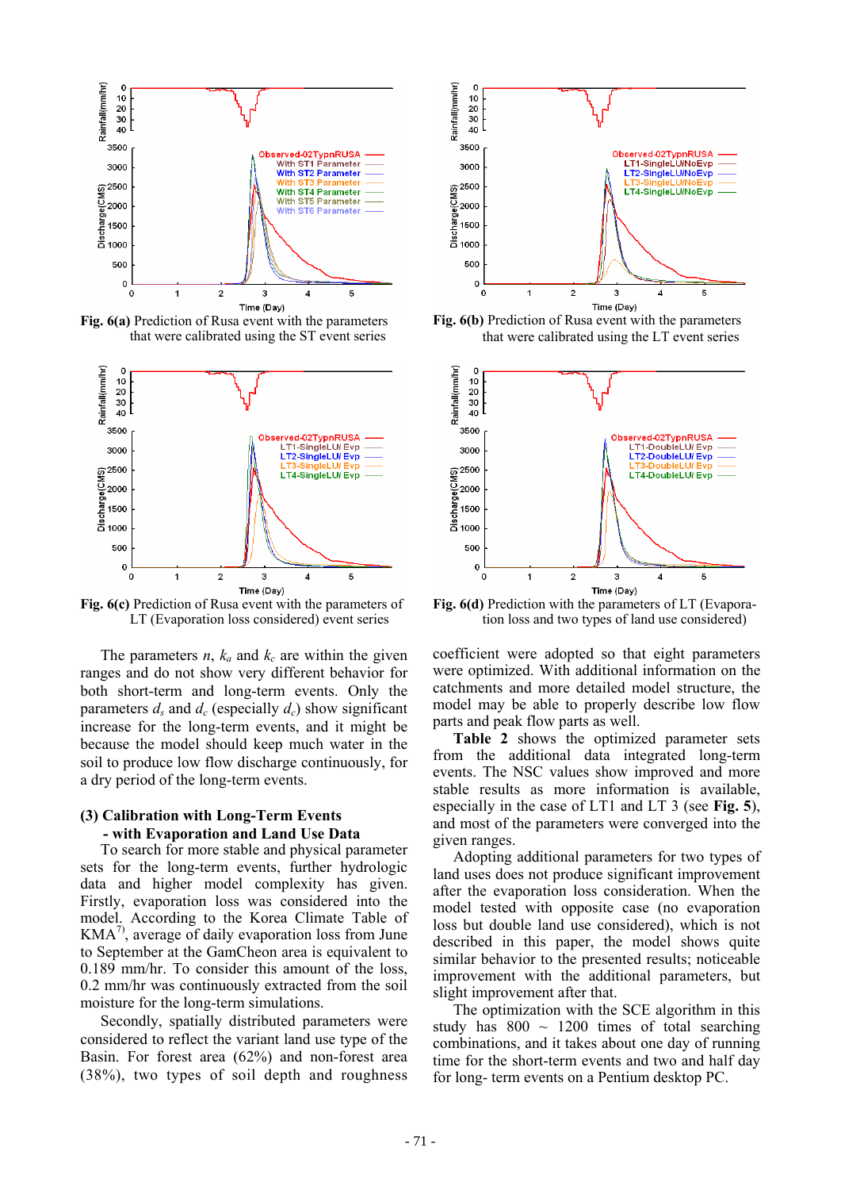Fig. 6(a) Prediction of Rusa event with the parameters that were calibrated using the ST event series

Fig. 6(b) Prediction of Rusa event with the parameters that were calibrated using the LT event series

Fig. 6(c) Prediction of Rusa event with the parameters of LT (Evaporation loss considered) event series

Fig. 6(d) Prediction with the parameters of LT (Evaporation loss and two types of land use considered)

The parameters $n$, $k_a$ and $k_c$ are within the given ranges and do not show very different behavior for both short-term and long-term events. Only the parameters $d_s$ and $d_c$ (especially $d_c$) show significant increase for the long-term events, and it might be because the model should keep much water in the soil to produce low flow discharge continuously, for a dry period of the long-term events.

### (3) Calibration with Long-Term Events - with Evaporation and Land Use Data

To search for more stable and physical parameter sets for the long-term events, further hydrologic data and higher model complexity has given. Firstly, evaporation loss was considered into the model. According to the Korea Climate Table of KMA[7], average of daily evaporation loss from June to September at the GamCheon area is equivalent to 0.189 mm/hr. To consider this amount of the loss, 0.2 mm/hr was continuously extracted from the soil moisture for the long-term simulations.

Secondly, spatially distributed parameters were considered to reflect the variant land use type of the Basin. For forest area (62%) and non-forest area (38%), two types of soil depth and roughness coefficient were adopted so that eight parameters were optimized. With additional information on the catchments and more detailed model structure, the model may be able to properly describe low flow parts and peak flow parts as well.

**Table 2** shows the optimized parameter sets from the additional data integrated long-term events. The NSC values show improved and more stable results as more information is available, especially in the case of LT1 and LT 3 (see **Fig. 5**), and most of the parameters were converged into the given ranges.

Adopting additional parameters for two types of land uses does not produce significant improvement after the evaporation loss consideration. When the model tested with opposite case (no evaporation loss but double land use considered), which is not described in this paper, the model shows quite similar behavior to the presented results; noticeable improvement with the additional parameters, but slight improvement after that.

The optimization with the SCE algorithm in this study has 800 ~ 1200 times of total searching combinations, and it takes about one day of running time for the short-term events and two and half day for long- term events on a Pentium desktop PC.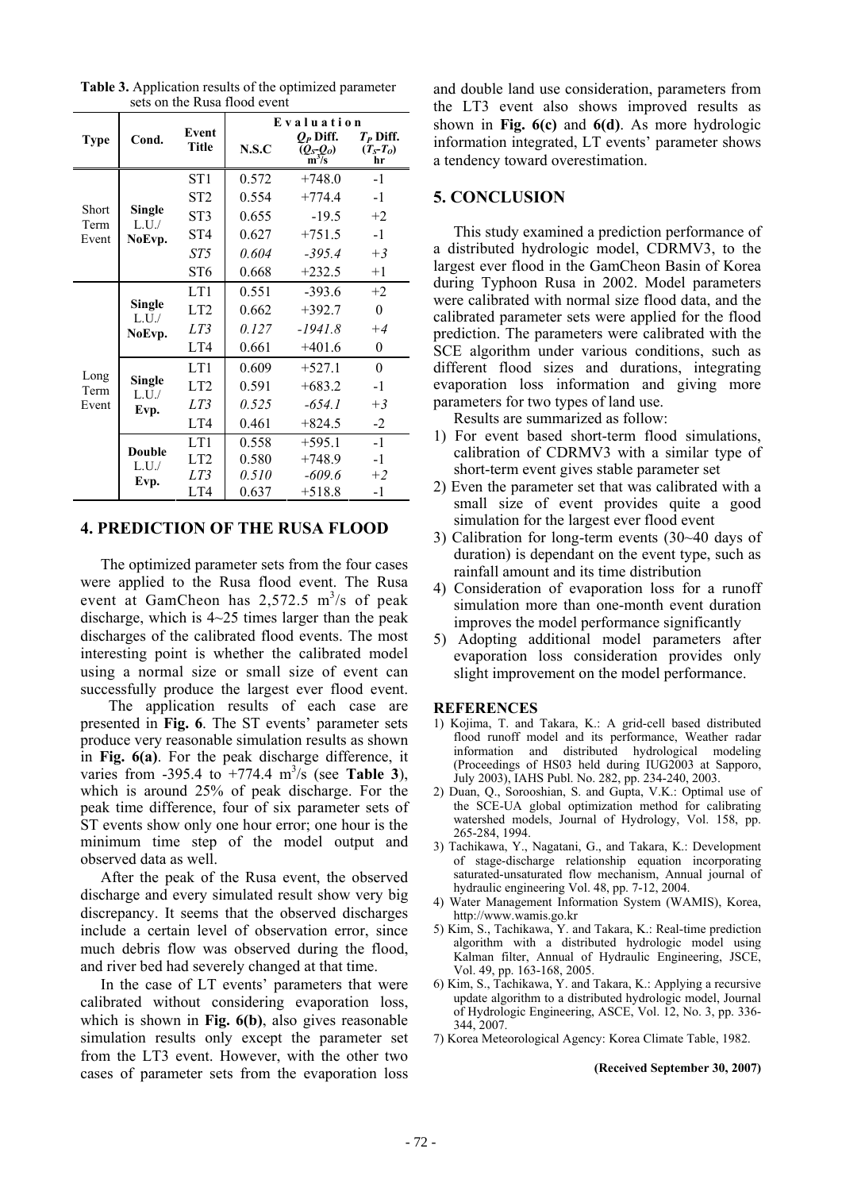**Table 3.** Application results of the optimized parameter sets on the Rusa flood event

| Type | Cond. | Event Title | Evaluation | | |
|---|---|---|---|---|---|
| | | | N.S.C | $Q_P$ Diff. $(Q_S$-$Q_O)$ $m^3/s$ | $T_P$ Diff. $(T_S$-$T_O)$ hr |
| Short Term Event | **Single** L.U./ **NoEvp.** | ST1 | 0.572 | +748.0 | -1 |
| | | ST2 | 0.554 | +774.4 | -1 |
| | | ST3 | 0.655 | -19.5 | +2 |
| | | ST4 | 0.627 | +751.5 | -1 |
| | | *ST5* | *0.604* | *-395.4* | *+3* |
| | | ST6 | 0.668 | +232.5 | +1 |
| Long Term Event | **Single** L.U./ **NoEvp.** | LT1 | 0.551 | -393.6 | +2 |
| | | LT2 | 0.662 | +392.7 | 0 |
| | | *LT3* | *0.127* | *-1941.8* | *+4* |
| | | LT4 | 0.661 | +401.6 | 0 |
| | **Single** L.U./ **Evp.** | LT1 | 0.609 | +527.1 | 0 |
| | | LT2 | 0.591 | +683.2 | -1 |
| | | *LT3* | *0.525* | *-654.1* | *+3* |
| | | LT4 | 0.461 | +824.5 | -2 |
| | **Double** L.U./ **Evp.** | LT1 | 0.558 | +595.1 | -1 |
| | | LT2 | 0.580 | +748.9 | -1 |
| | | *LT3* | *0.510* | *-609.6* | *+2* |
| | | LT4 | 0.637 | +518.8 | -1 |

## 4. PREDICTION OF THE RUSA FLOOD

The optimized parameter sets from the four cases were applied to the Rusa flood event. The Rusa event at GamCheon has 2,572.5 $m^3/s$ of peak discharge, which is 4~25 times larger than the peak discharges of the calibrated flood events. The most interesting point is whether the calibrated model using a normal size or small size of event can successfully produce the largest ever flood event.

The application results of each case are presented in **Fig. 6**. The ST events' parameter sets produce very reasonable simulation results as shown in **Fig. 6(a)**. For the peak discharge difference, it varies from -395.4 to +774.4 $m^3/s$ (see **Table 3**), which is around 25% of peak discharge. For the peak time difference, four of six parameter sets of ST events show only one hour error; one hour is the minimum time step of the model output and observed data as well.

After the peak of the Rusa event, the observed discharge and every simulated result show very big discrepancy. It seems that the observed discharges include a certain level of observation error, since much debris flow was observed during the flood, and river bed had severely changed at that time.

In the case of LT events' parameters that were calibrated without considering evaporation loss, which is shown in **Fig. 6(b)**, also gives reasonable simulation results only except the parameter set from the LT3 event. However, with the other two cases of parameter sets from the evaporation loss and double land use consideration, parameters from the LT3 event also shows improved results as shown in **Fig. 6(c)** and **6(d)**. As more hydrologic information integrated, LT events' parameter shows a tendency toward overestimation.

## 5. CONCLUSION

This study examined a prediction performance of a distributed hydrologic model, CDRMV3, to the largest ever flood in the GamCheon Basin of Korea during Typhoon Rusa in 2002. Model parameters were calibrated with normal size flood data, and the calibrated parameter sets were applied for the flood prediction. The parameters were calibrated with the SCE algorithm under various conditions, such as different flood sizes and durations, integrating evaporation loss information and giving more parameters for two types of land use.

Results are summarized as follow:

1) For event based short-term flood simulations, calibration of CDRMV3 with a similar type of short-term event gives stable parameter set
2) Even the parameter set that was calibrated with a small size of event provides quite a good simulation for the largest ever flood event
3) Calibration for long-term events (30~40 days of duration) is dependant on the event type, such as rainfall amount and its time distribution
4) Consideration of evaporation loss for a runoff simulation more than one-month event duration improves the model performance significantly
5) Adopting additional model parameters after evaporation loss consideration provides only slight improvement on the model performance.

### REFERENCES

1) Kojima, T. and Takara, K.: A grid-cell based distributed flood runoff model and its performance, Weather radar information and distributed hydrological modeling (Proceedings of HS03 held during IUG2003 at Sapporo, July 2003), IAHS Publ. No. 282, pp. 234-240, 2003.
2) Duan, Q., Sorooshian, S. and Gupta, V.K.: Optimal use of the SCE-UA global optimization method for calibrating watershed models, Journal of Hydrology, Vol. 158, pp. 265-284, 1994.
3) Tachikawa, Y., Nagatani, G., and Takara, K.: Development of stage-discharge relationship equation incorporating saturated-unsaturated flow mechanism, Annual journal of hydraulic engineering Vol. 48, pp. 7-12, 2004.
4) Water Management Information System (WAMIS), Korea, http://www.wamis.go.kr
5) Kim, S., Tachikawa, Y. and Takara, K.: Real-time prediction algorithm with a distributed hydrologic model using Kalman filter, Annual of Hydraulic Engineering, JSCE, Vol. 49, pp. 163-168, 2005.
6) Kim, S., Tachikawa, Y. and Takara, K.: Applying a recursive update algorithm to a distributed hydrologic model, Journal of Hydrologic Engineering, ASCE, Vol. 12, No. 3, pp. 336-344, 2007.
7) Korea Meteorological Agency: Korea Climate Table, 1982.

**(Received September 30, 2007)**